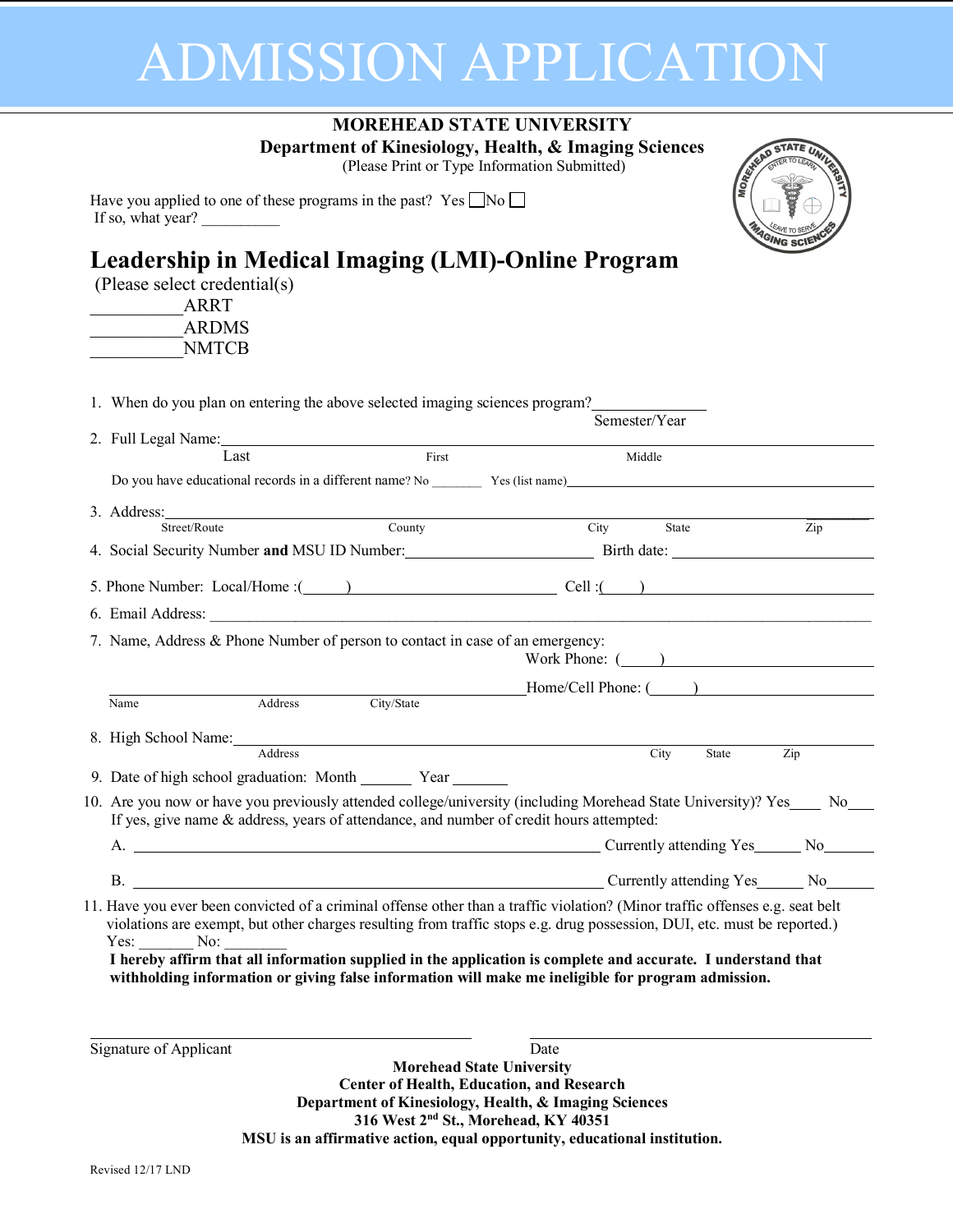# ADMISSION APPLICATION

**MOREHEAD STATE UNIVERSITY**
**Department of Kinesiology, Health, & Imaging Sciences**
(Please Print or Type Information Submitted)

Have you applied to one of these programs in the past? Yes ☐ No ☐
If so, what year? __________

## Leadership in Medical Imaging (LMI)-Online Program

(Please select credential(s)

___________ARRT
___________ARDMS
___________NMTCB

1. When do you plan on entering the above selected imaging sciences program? ______________
   Semester/Year
2. Full Legal Name: ______________________________________________
   Last First Middle

   Do you have educational records in a different name? No _______ Yes (list name) ____________________
3. Address: ______________________________________________
   Street/Route County City State Zip
4. Social Security Number **and** MSU ID Number: ________________________ Birth date: ____________________
5. Phone Number: Local/Home :(_____) ________________________ Cell :(____) ____________________
6. Email Address: ______________________________________________
7. Name, Address & Phone Number of person to contact in case of an emergency:
   Work Phone: (_____) ____________________

   ______________________________________________ Home/Cell Phone: (_____) ____________________
   Name Address City/State
8. High School Name: ______________________________________________
   Address City State Zip
9. Date of high school graduation: Month _______ Year _______
10. Are you now or have you previously attended college/university (including Morehead State University)? Yes____ No____
    If yes, give name & address, years of attendance, and number of credit hours attempted:

    A. ______________________________________________ Currently attending Yes______ No______

    B. ______________________________________________ Currently attending Yes______ No______
11. Have you ever been convicted of a criminal offense other than a traffic violation? (Minor traffic offenses e.g. seat belt violations are exempt, but other charges resulting from traffic stops e.g. drug possession, DUI, etc. must be reported.)
    Yes: _______ No: ________

    **I hereby affirm that all information supplied in the application is complete and accurate. I understand that withholding information or giving false information will make me ineligible for program admission.**

________________________________ ________________________________
Signature of Applicant Date

**Morehead State University**
**Center of Health, Education, and Research**
**Department of Kinesiology, Health, & Imaging Sciences**
**316 West 2nd St., Morehead, KY 40351**
**MSU is an affirmative action, equal opportunity, educational institution.**

Revised 12/17 LND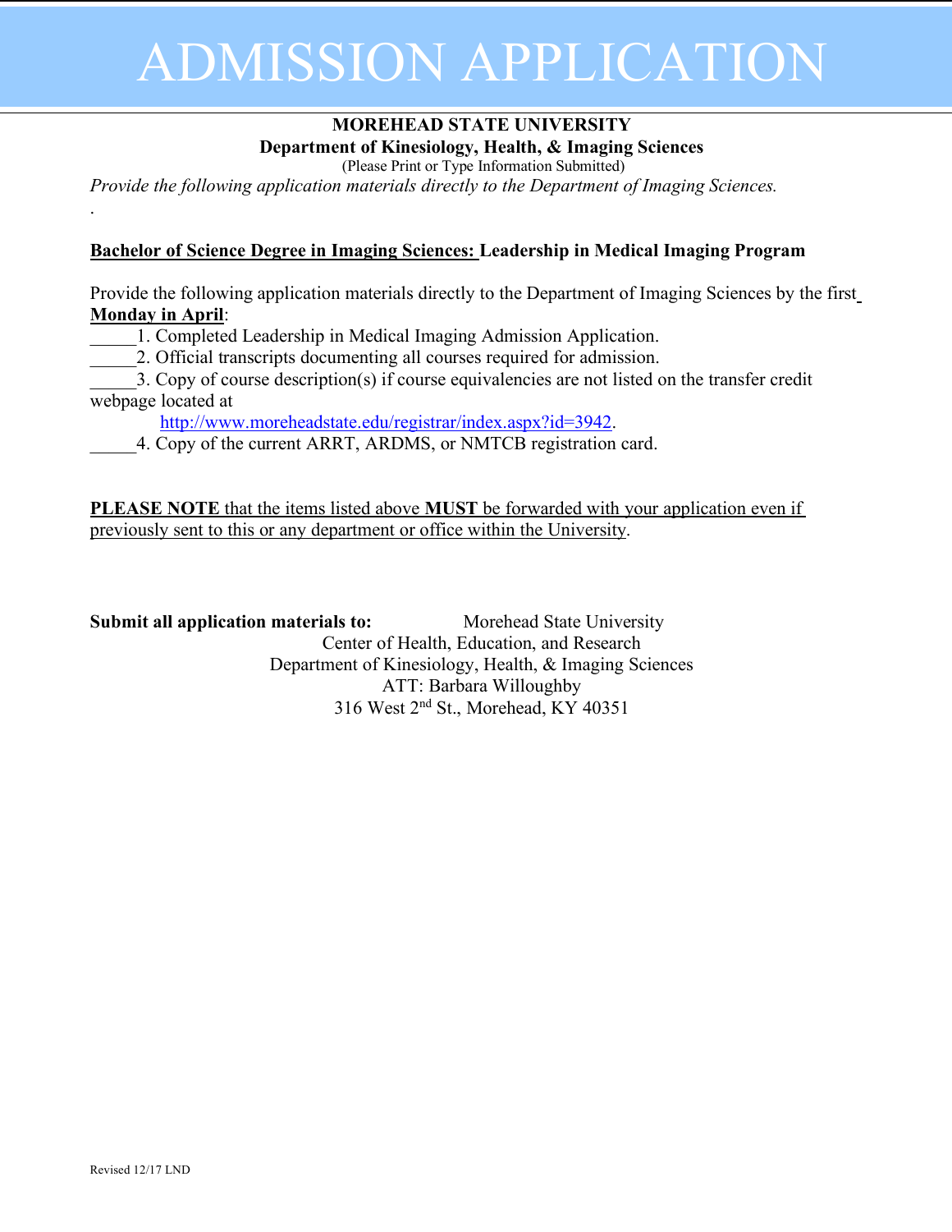# ADMISSION APPLICATION

**MOREHEAD STATE UNIVERSITY**

**Department of Kinesiology, Health, & Imaging Sciences**

(Please Print or Type Information Submitted)

*Provide the following application materials directly to the Department of Imaging Sciences.*

.

**Bachelor of Science Degree in Imaging Sciences: Leadership in Medical Imaging Program**

Provide the following application materials directly to the Department of Imaging Sciences by the first **Monday in April**:

_____1. Completed Leadership in Medical Imaging Admission Application.

_____2. Official transcripts documenting all courses required for admission.

_____3. Copy of course description(s) if course equivalencies are not listed on the transfer credit webpage located at http://www.moreheadstate.edu/registrar/index.aspx?id=3942.

_____4. Copy of the current ARRT, ARDMS, or NMTCB registration card.

**PLEASE NOTE** that the items listed above **MUST** be forwarded with your application even if previously sent to this or any department or office within the University.

**Submit all application materials to:**

Morehead State University
Center of Health, Education, and Research
Department of Kinesiology, Health, & Imaging Sciences
ATT: Barbara Willoughby
316 West 2nd St., Morehead, KY 40351

Revised 12/17 LND